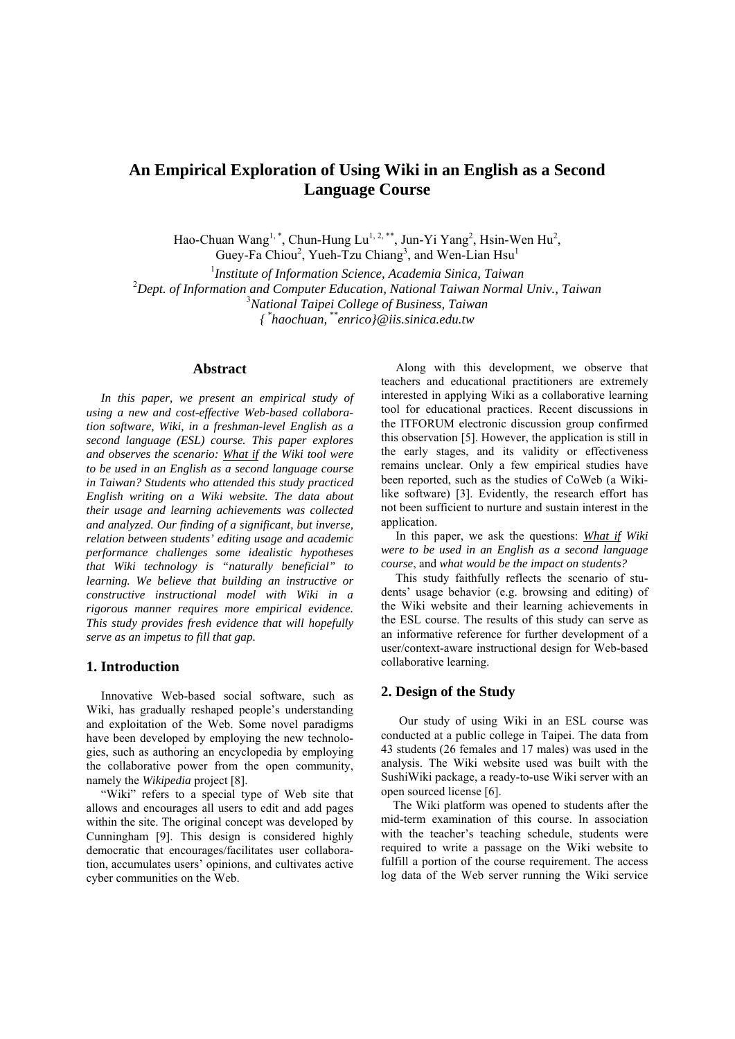# An Empirical Exploration of Using Wiki in an English as a Second Language Course

Hao-Chuan Wang[1, *], Chun-Hung Lu[1, 2, **], Jun-Yi Yang[2], Hsin-Wen Hu[2], Guey-Fa Chiou[2], Yueh-Tzu Chiang[3], and Wen-Lian Hsu[1]

[1]*Institute of Information Science, Academia Sinica, Taiwan*
[2]*Dept. of Information and Computer Education, National Taiwan Normal Univ., Taiwan*
[3]*National Taipei College of Business, Taiwan*
*{ [*]haochuan, [**]enrico}@iis.sinica.edu.tw*

### Abstract

*In this paper, we present an empirical study of using a new and cost-effective Web-based collaboration software, Wiki, in a freshman-level English as a second language (ESL) course. This paper explores and observes the scenario: What if the Wiki tool were to be used in an English as a second language course in Taiwan? Students who attended this study practiced English writing on a Wiki website. The data about their usage and learning achievements was collected and analyzed. Our finding of a significant, but inverse, relation between students' editing usage and academic performance challenges some idealistic hypotheses that Wiki technology is "naturally beneficial" to learning. We believe that building an instructive or constructive instructional model with Wiki in a rigorous manner requires more empirical evidence. This study provides fresh evidence that will hopefully serve as an impetus to fill that gap.*

## 1. Introduction

Innovative Web-based social software, such as Wiki, has gradually reshaped people's understanding and exploitation of the Web. Some novel paradigms have been developed by employing the new technologies, such as authoring an encyclopedia by employing the collaborative power from the open community, namely the *Wikipedia* project [8].

"Wiki" refers to a special type of Web site that allows and encourages all users to edit and add pages within the site. The original concept was developed by Cunningham [9]. This design is considered highly democratic that encourages/facilitates user collaboration, accumulates users' opinions, and cultivates active cyber communities on the Web.

Along with this development, we observe that teachers and educational practitioners are extremely interested in applying Wiki as a collaborative learning tool for educational practices. Recent discussions in the ITFORUM electronic discussion group confirmed this observation [5]. However, the application is still in the early stages, and its validity or effectiveness remains unclear. Only a few empirical studies have been reported, such as the studies of CoWeb (a Wiki-like software) [3]. Evidently, the research effort has not been sufficient to nurture and sustain interest in the application.

In this paper, we ask the questions: ***What if** Wiki were to be used in an English as a second language course*, and *what would be the impact on students?*

This study faithfully reflects the scenario of students' usage behavior (e.g. browsing and editing) of the Wiki website and their learning achievements in the ESL course. The results of this study can serve as an informative reference for further development of a user/context-aware instructional design for Web-based collaborative learning.

## 2. Design of the Study

Our study of using Wiki in an ESL course was conducted at a public college in Taipei. The data from 43 students (26 females and 17 males) was used in the analysis. The Wiki website used was built with the SushiWiki package, a ready-to-use Wiki server with an open sourced license [6].

The Wiki platform was opened to students after the mid-term examination of this course. In association with the teacher's teaching schedule, students were required to write a passage on the Wiki website to fulfill a portion of the course requirement. The access log data of the Web server running the Wiki service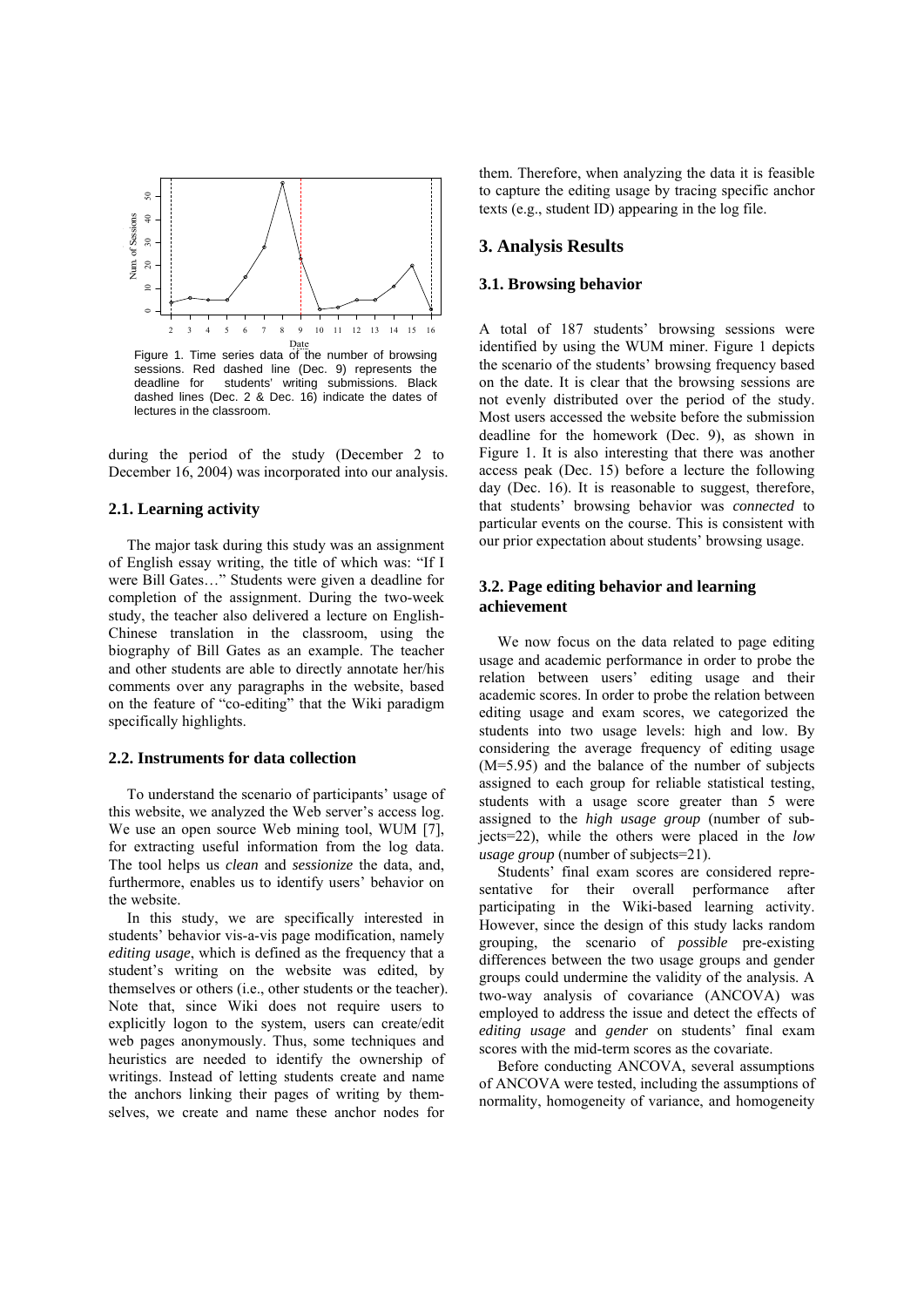Figure 1. Time series data of the number of browsing sessions. Red dashed line (Dec. 9) represents the deadline for students' writing submissions. Black dashed lines (Dec. 2 & Dec. 16) indicate the dates of lectures in the classroom.

during the period of the study (December 2 to December 16, 2004) was incorporated into our analysis.

### 2.1. Learning activity

The major task during this study was an assignment of English essay writing, the title of which was: "If I were Bill Gates…" Students were given a deadline for completion of the assignment. During the two-week study, the teacher also delivered a lecture on English-Chinese translation in the classroom, using the biography of Bill Gates as an example. The teacher and other students are able to directly annotate her/his comments over any paragraphs in the website, based on the feature of "co-editing" that the Wiki paradigm specifically highlights.

### 2.2. Instruments for data collection

To understand the scenario of participants' usage of this website, we analyzed the Web server's access log. We use an open source Web mining tool, WUM [7], for extracting useful information from the log data. The tool helps us *clean* and *sessionize* the data, and, furthermore, enables us to identify users' behavior on the website.

In this study, we are specifically interested in students' behavior vis-a-vis page modification, namely *editing usage*, which is defined as the frequency that a student's writing on the website was edited, by themselves or others (i.e., other students or the teacher). Note that, since Wiki does not require users to explicitly logon to the system, users can create/edit web pages anonymously. Thus, some techniques and heuristics are needed to identify the ownership of writings. Instead of letting students create and name the anchors linking their pages of writing by themselves, we create and name these anchor nodes for them. Therefore, when analyzing the data it is feasible to capture the editing usage by tracing specific anchor texts (e.g., student ID) appearing in the log file.

## 3. Analysis Results

### 3.1. Browsing behavior

A total of 187 students' browsing sessions were identified by using the WUM miner. Figure 1 depicts the scenario of the students' browsing frequency based on the date. It is clear that the browsing sessions are not evenly distributed over the period of the study. Most users accessed the website before the submission deadline for the homework (Dec. 9), as shown in Figure 1. It is also interesting that there was another access peak (Dec. 15) before a lecture the following day (Dec. 16). It is reasonable to suggest, therefore, that students' browsing behavior was *connected* to particular events on the course. This is consistent with our prior expectation about students' browsing usage.

### 3.2. Page editing behavior and learning achievement

We now focus on the data related to page editing usage and academic performance in order to probe the relation between users' editing usage and their academic scores. In order to probe the relation between editing usage and exam scores, we categorized the students into two usage levels: high and low. By considering the average frequency of editing usage ($M$=5.95) and the balance of the number of subjects assigned to each group for reliable statistical testing, students with a usage score greater than 5 were assigned to the *high usage group* (number of subjects=22), while the others were placed in the *low usage group* (number of subjects=21).

Students' final exam scores are considered representative for their overall performance after participating in the Wiki-based learning activity. However, since the design of this study lacks random grouping, the scenario of *possible* pre-existing differences between the two usage groups and gender groups could undermine the validity of the analysis. A two-way analysis of covariance (ANCOVA) was employed to address the issue and detect the effects of *editing usage* and *gender* on students' final exam scores with the mid-term scores as the covariate.

Before conducting ANCOVA, several assumptions of ANCOVA were tested, including the assumptions of normality, homogeneity of variance, and homogeneity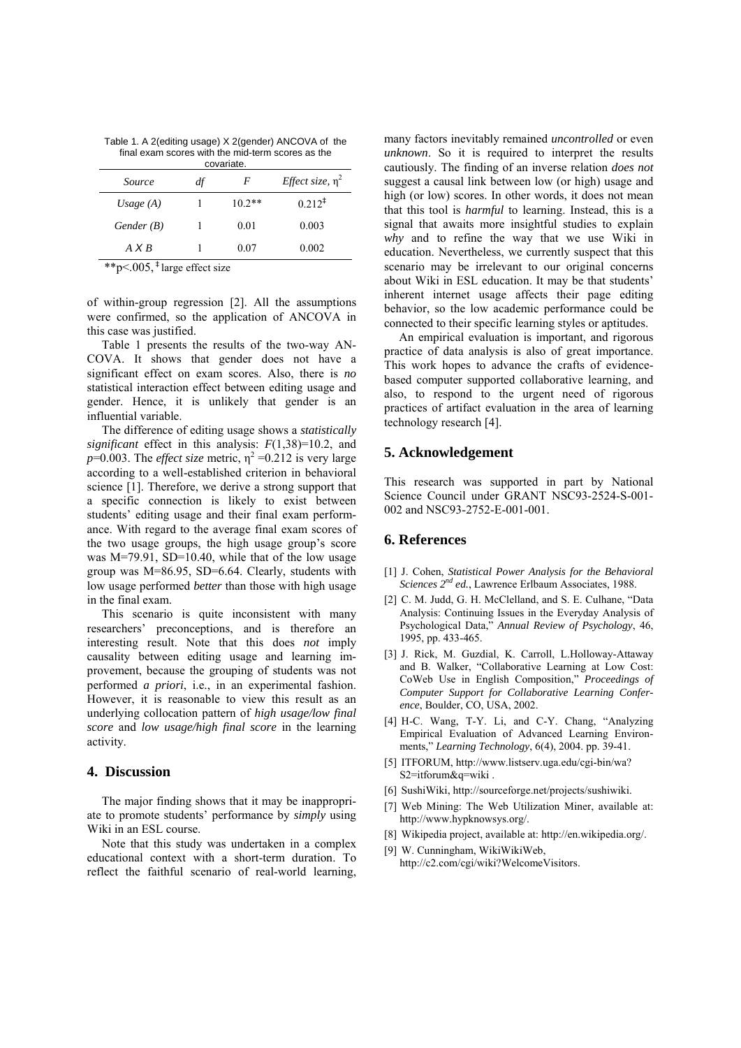Table 1. A 2(editing usage) X 2(gender) ANCOVA of the final exam scores with the mid-term scores as the covariate.

| *Source* | *df* | *F* | *Effect size,* $\eta^2$ |
|---|---|---|---|
| *Usage (A)* | 1 | 10.2** | 0.212‡ |
| *Gender (B)* | 1 | 0.01 | 0.003 |
| *A X B* | 1 | 0.07 | 0.002 |

**p<.005, ‡ large effect size

of within-group regression [2]. All the assumptions were confirmed, so the application of ANCOVA in this case was justified.

Table 1 presents the results of the two-way ANCOVA. It shows that gender does not have a significant effect on exam scores. Also, there is *no* statistical interaction effect between editing usage and gender. Hence, it is unlikely that gender is an influential variable.

The difference of editing usage shows a *statistically significant* effect in this analysis: $F(1,38)=10.2$, and $p=0.003$. The *effect size* metric, $\eta^2=0.212$ is very large according to a well-established criterion in behavioral science [1]. Therefore, we derive a strong support that a specific connection is likely to exist between students' editing usage and their final exam performance. With regard to the average final exam scores of the two usage groups, the high usage group's score was M=79.91, SD=10.40, while that of the low usage group was M=86.95, SD=6.64. Clearly, students with low usage performed *better* than those with high usage in the final exam.

This scenario is quite inconsistent with many researchers' preconceptions, and is therefore an interesting result. Note that this does *not* imply causality between editing usage and learning improvement, because the grouping of students was not performed *a priori*, i.e., in an experimental fashion. However, it is reasonable to view this result as an underlying collocation pattern of *high usage/low final score* and *low usage/high final score* in the learning activity.

## 4. Discussion

The major finding shows that it may be inappropriate to promote students' performance by *simply* using Wiki in an ESL course.

Note that this study was undertaken in a complex educational context with a short-term duration. To reflect the faithful scenario of real-world learning, many factors inevitably remained *uncontrolled* or even *unknown*. So it is required to interpret the results cautiously. The finding of an inverse relation *does not* suggest a causal link between low (or high) usage and high (or low) scores. In other words, it does not mean that this tool is *harmful* to learning. Instead, this is a signal that awaits more insightful studies to explain *why* and to refine the way that we use Wiki in education. Nevertheless, we currently suspect that this scenario may be irrelevant to our original concerns about Wiki in ESL education. It may be that students' inherent internet usage affects their page editing behavior, so the low academic performance could be connected to their specific learning styles or aptitudes.

An empirical evaluation is important, and rigorous practice of data analysis is also of great importance. This work hopes to advance the crafts of evidence-based computer supported collaborative learning, and also, to respond to the urgent need of rigorous practices of artifact evaluation in the area of learning technology research [4].

## 5. Acknowledgement

This research was supported in part by National Science Council under GRANT NSC93-2524-S-001-002 and NSC93-2752-E-001-001.

## 6. References

[1] J. Cohen, *Statistical Power Analysis for the Behavioral Sciences 2nd ed.*, Lawrence Erlbaum Associates, 1988.

[2] C. M. Judd, G. H. McClelland, and S. E. Culhane, "Data Analysis: Continuing Issues in the Everyday Analysis of Psychological Data," *Annual Review of Psychology*, 46, 1995, pp. 433-465.

[3] J. Rick, M. Guzdial, K. Carroll, L.Holloway-Attaway and B. Walker, "Collaborative Learning at Low Cost: CoWeb Use in English Composition," *Proceedings of Computer Support for Collaborative Learning Conference*, Boulder, CO, USA, 2002.

[4] H-C. Wang, T-Y. Li, and C-Y. Chang, "Analyzing Empirical Evaluation of Advanced Learning Environments," *Learning Technology*, 6(4), 2004. pp. 39-41.

[5] ITFORUM, http://www.listserv.uga.edu/cgi-bin/wa?S2=itforum&q=wiki .

[6] SushiWiki, http://sourceforge.net/projects/sushiwiki.

[7] Web Mining: The Web Utilization Miner, available at: http://www.hypknowsys.org/.

[8] Wikipedia project, available at: http://en.wikipedia.org/.

[9] W. Cunningham, WikiWikiWeb, http://c2.com/cgi/wiki?WelcomeVisitors.